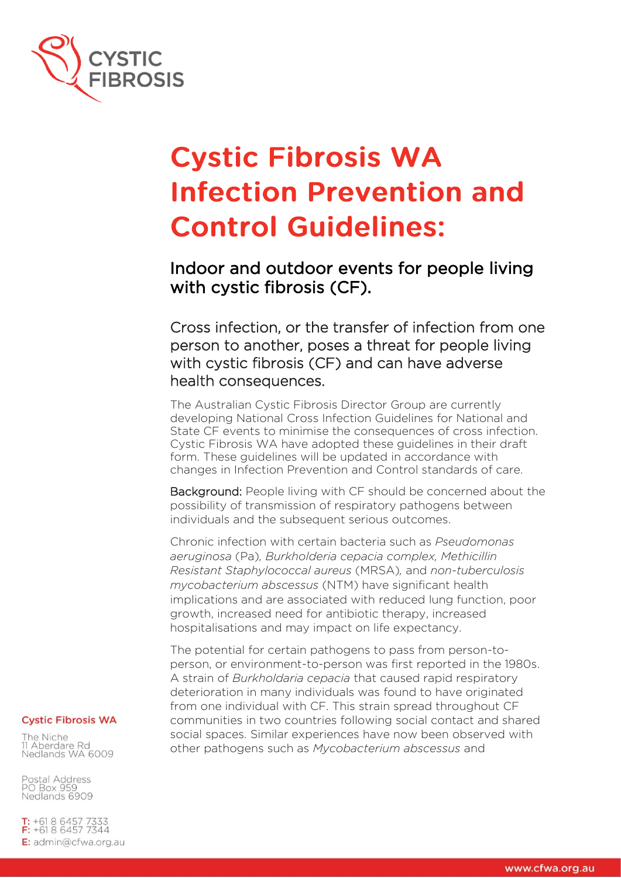# Cystic Fibrosis WA Infection Prevention and Control Guidelines:

## Indoor and outdoor events for people living with cystic fibrosis (CF).

Cross infection, or the transfer of infection from one person to another, poses a threat for people living with cystic fibrosis (CF) and can have adverse health consequences.

The Australian Cystic Fibrosis Director Group are currently developing National Cross Infection Guidelines for National and State CF events to minimise the consequences of cross infection. Cystic Fibrosis WA have adopted these guidelines in their draft form. These guidelines will be updated in accordance with changes in Infection Prevention and Control standards of care.

**Background:** People living with CF should be concerned about the possibility of transmission of respiratory pathogens between individuals and the subsequent serious outcomes.

Chronic infection with certain bacteria such as *Pseudomonas aeruginosa* (Pa)*, Burkholderia cepacia complex, Methicillin Resistant Staphylococcal aureus* (MRSA)*,* and *non-tuberculosis mycobacterium abscessus* (NTM) have significant health implications and are associated with reduced lung function, poor growth, increased need for antibiotic therapy, increased hospitalisations and may impact on life expectancy.

The potential for certain pathogens to pass from person-to-person, or environment-to-person was first reported in the 1980s. A strain of *Burkholdaria cepacia* that caused rapid respiratory deterioration in many individuals was found to have originated from one individual with CF. This strain spread throughout CF communities in two countries following social contact and shared social spaces. Similar experiences have now been observed with other pathogens such as *Mycobacterium abscessus* and

**Cystic Fibrosis WA**

The Niche
11 Aberdare Rd
Nedlands WA 6009

Postal Address
PO Box 959
Nedlands 6909

T: +61 8 6457 7333
F: +61 8 6457 7344
E: admin@cfwa.org.au

www.cfwa.org.au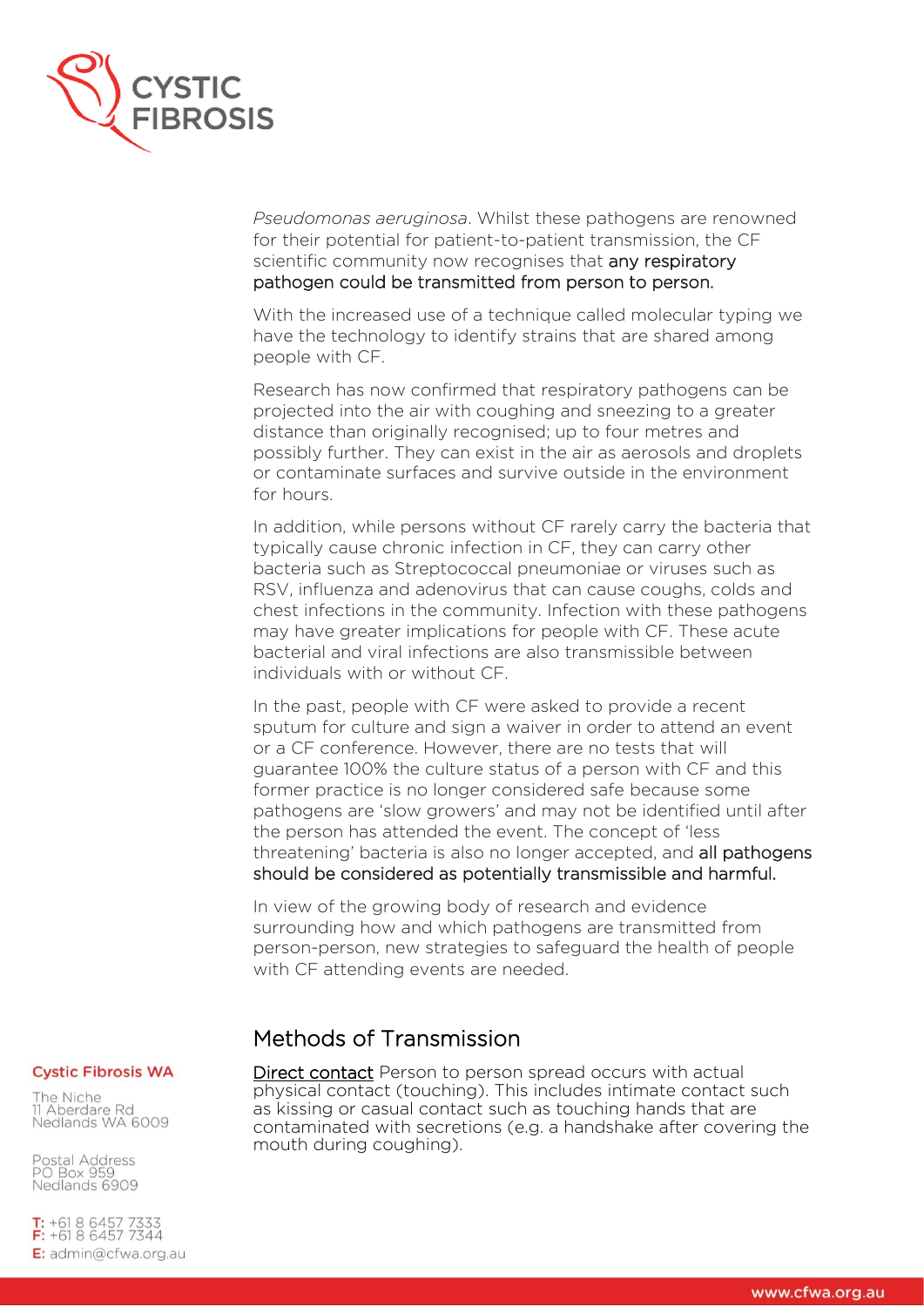*Pseudomonas aeruginosa*. Whilst these pathogens are renowned for their potential for patient-to-patient transmission, the CF scientific community now recognises that any respiratory pathogen could be transmitted from person to person.

With the increased use of a technique called molecular typing we have the technology to identify strains that are shared among people with CF.

Research has now confirmed that respiratory pathogens can be projected into the air with coughing and sneezing to a greater distance than originally recognised; up to four metres and possibly further. They can exist in the air as aerosols and droplets or contaminate surfaces and survive outside in the environment for hours.

In addition, while persons without CF rarely carry the bacteria that typically cause chronic infection in CF, they can carry other bacteria such as Streptococcal pneumoniae or viruses such as RSV, influenza and adenovirus that can cause coughs, colds and chest infections in the community. Infection with these pathogens may have greater implications for people with CF. These acute bacterial and viral infections are also transmissible between individuals with or without CF.

In the past, people with CF were asked to provide a recent sputum for culture and sign a waiver in order to attend an event or a CF conference. However, there are no tests that will guarantee 100% the culture status of a person with CF and this former practice is no longer considered safe because some pathogens are 'slow growers' and may not be identified until after the person has attended the event. The concept of 'less threatening' bacteria is also no longer accepted, and all pathogens should be considered as potentially transmissible and harmful.

In view of the growing body of research and evidence surrounding how and which pathogens are transmitted from person-person, new strategies to safeguard the health of people with CF attending events are needed.

## Methods of Transmission

Direct contact Person to person spread occurs with actual physical contact (touching). This includes intimate contact such as kissing or casual contact such as touching hands that are contaminated with secretions (e.g. a handshake after covering the mouth during coughing).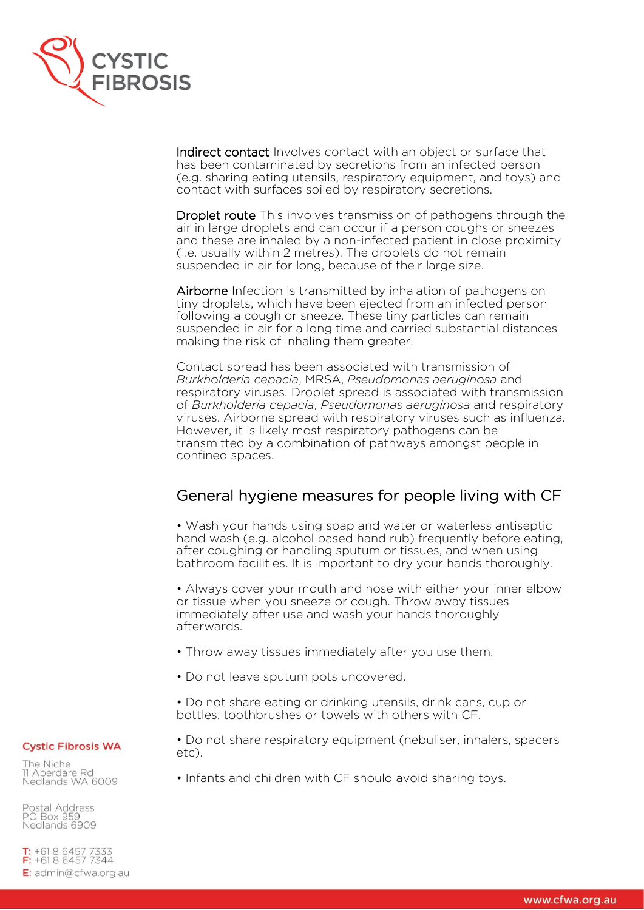<u>Indirect contact</u> Involves contact with an object or surface that has been contaminated by secretions from an infected person (e.g. sharing eating utensils, respiratory equipment, and toys) and contact with surfaces soiled by respiratory secretions.

<u>Droplet route</u> This involves transmission of pathogens through the air in large droplets and can occur if a person coughs or sneezes and these are inhaled by a non-infected patient in close proximity (i.e. usually within 2 metres). The droplets do not remain suspended in air for long, because of their large size.

<u>Airborne</u> Infection is transmitted by inhalation of pathogens on tiny droplets, which have been ejected from an infected person following a cough or sneeze. These tiny particles can remain suspended in air for a long time and carried substantial distances making the risk of inhaling them greater.

Contact spread has been associated with transmission of *Burkholderia cepacia*, MRSA, *Pseudomonas aeruginosa* and respiratory viruses. Droplet spread is associated with transmission of *Burkholderia cepacia*, *Pseudomonas aeruginosa* and respiratory viruses. Airborne spread with respiratory viruses such as influenza. However, it is likely most respiratory pathogens can be transmitted by a combination of pathways amongst people in confined spaces.

## General hygiene measures for people living with CF

- Wash your hands using soap and water or waterless antiseptic hand wash (e.g. alcohol based hand rub) frequently before eating, after coughing or handling sputum or tissues, and when using bathroom facilities. It is important to dry your hands thoroughly.

- Always cover your mouth and nose with either your inner elbow or tissue when you sneeze or cough. Throw away tissues immediately after use and wash your hands thoroughly afterwards.

- Throw away tissues immediately after you use them.

- Do not leave sputum pots uncovered.

- Do not share eating or drinking utensils, drink cans, cup or bottles, toothbrushes or towels with others with CF.

- Do not share respiratory equipment (nebuliser, inhalers, spacers etc).

- Infants and children with CF should avoid sharing toys.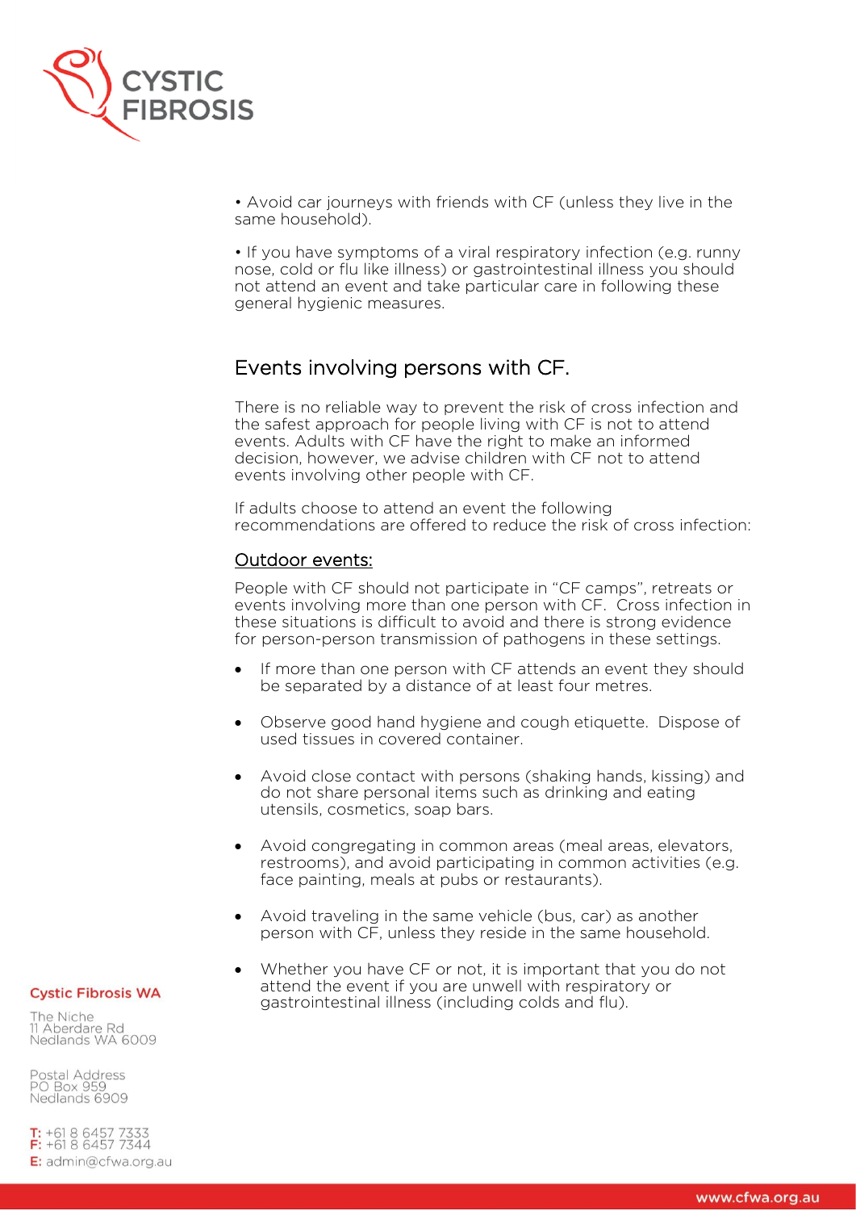• Avoid car journeys with friends with CF (unless they live in the same household).

• If you have symptoms of a viral respiratory infection (e.g. runny nose, cold or flu like illness) or gastrointestinal illness you should not attend an event and take particular care in following these general hygienic measures.

## Events involving persons with CF.

There is no reliable way to prevent the risk of cross infection and the safest approach for people living with CF is not to attend events. Adults with CF have the right to make an informed decision, however, we advise children with CF not to attend events involving other people with CF.

If adults choose to attend an event the following recommendations are offered to reduce the risk of cross infection:

### Outdoor events:

People with CF should not participate in "CF camps", retreats or events involving more than one person with CF. Cross infection in these situations is difficult to avoid and there is strong evidence for person-person transmission of pathogens in these settings.

- If more than one person with CF attends an event they should be separated by a distance of at least four metres.
- Observe good hand hygiene and cough etiquette. Dispose of used tissues in covered container.
- Avoid close contact with persons (shaking hands, kissing) and do not share personal items such as drinking and eating utensils, cosmetics, soap bars.
- Avoid congregating in common areas (meal areas, elevators, restrooms), and avoid participating in common activities (e.g. face painting, meals at pubs or restaurants).
- Avoid traveling in the same vehicle (bus, car) as another person with CF, unless they reside in the same household.
- Whether you have CF or not, it is important that you do not attend the event if you are unwell with respiratory or gastrointestinal illness (including colds and flu).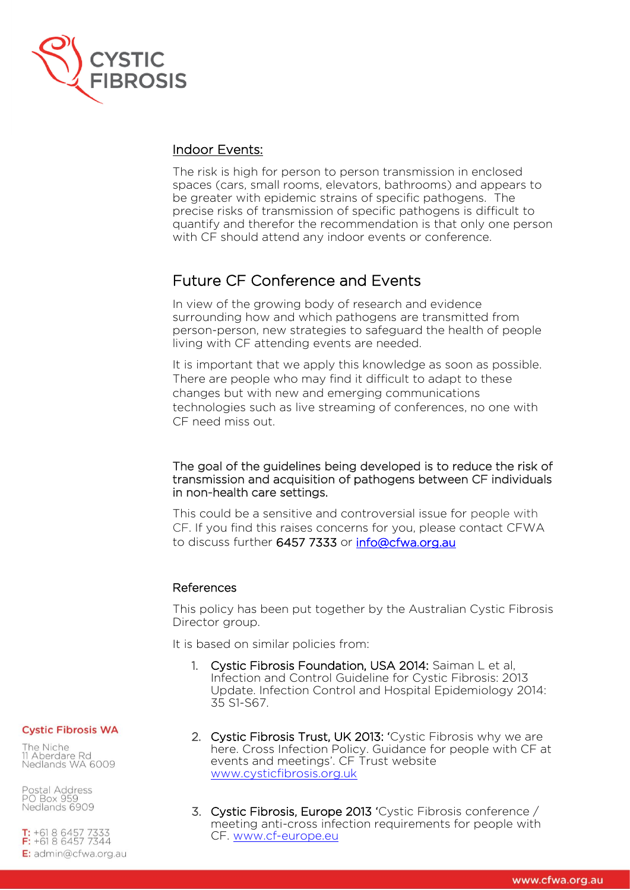## Indoor Events:

The risk is high for person to person transmission in enclosed spaces (cars, small rooms, elevators, bathrooms) and appears to be greater with epidemic strains of specific pathogens. The precise risks of transmission of specific pathogens is difficult to quantify and therefor the recommendation is that only one person with CF should attend any indoor events or conference.

## Future CF Conference and Events

In view of the growing body of research and evidence surrounding how and which pathogens are transmitted from person-person, new strategies to safeguard the health of people living with CF attending events are needed.

It is important that we apply this knowledge as soon as possible. There are people who may find it difficult to adapt to these changes but with new and emerging communications technologies such as live streaming of conferences, no one with CF need miss out.

**The goal of the guidelines being developed is to reduce the risk of transmission and acquisition of pathogens between CF individuals in non-health care settings.**

This could be a sensitive and controversial issue for people with CF. If you find this raises concerns for you, please contact CFWA to discuss further **6457 7333** or info@cfwa.org.au

### References

This policy has been put together by the Australian Cystic Fibrosis Director group.

It is based on similar policies from:

1. **Cystic Fibrosis Foundation, USA 2014:** Saiman L et al, Infection and Control Guideline for Cystic Fibrosis: 2013 Update. Infection Control and Hospital Epidemiology 2014: 35 S1-S67.
2. **Cystic Fibrosis Trust, UK 2013:** 'Cystic Fibrosis why we are here. Cross Infection Policy. Guidance for people with CF at events and meetings'. CF Trust website www.cysticfibrosis.org.uk
3. **Cystic Fibrosis, Europe 2013** 'Cystic Fibrosis conference / meeting anti-cross infection requirements for people with CF. www.cf-europe.eu

**Cystic Fibrosis WA**

The Niche
11 Aberdare Rd
Nedlands WA 6009

Postal Address
PO Box 959
Nedlands 6909

**T:** +61 8 6457 7333
**F:** +61 8 6457 7344
**E:** admin@cfwa.org.au